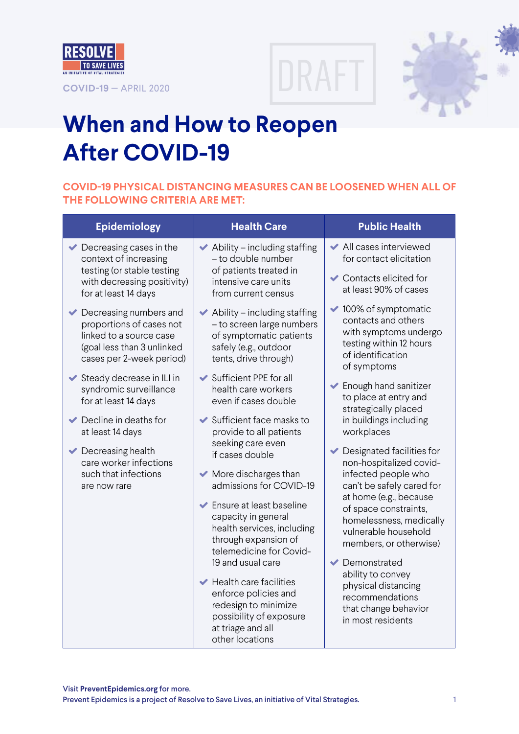RESOLVE TO SAVE LIVES
AN INITIATIVE OF VITAL STRATEGIES

COVID-19 — APRIL 2020

DRAFT

# When and How to Reopen After COVID-19

## COVID-19 PHYSICAL DISTANCING MEASURES CAN BE LOOSENED WHEN ALL OF THE FOLLOWING CRITERIA ARE MET:

| Epidemiology | Health Care | Public Health |
|---|---|---|
| ✔ Decreasing cases in the context of increasing testing (or stable testing with decreasing positivity) for at least 14 days<br><br>✔ Decreasing numbers and proportions of cases not linked to a source case (goal less than 3 unlinked cases per 2-week period)<br><br>✔ Steady decrease in ILI in syndromic surveillance for at least 14 days<br><br>✔ Decline in deaths for at least 14 days<br><br>✔ Decreasing health care worker infections such that infections are now rare | ✔ Ability – including staffing – to double number of patients treated in intensive care units from current census<br><br>✔ Ability – including staffing – to screen large numbers of symptomatic patients safely (e.g., outdoor tents, drive through)<br><br>✔ Sufficient PPE for all health care workers even if cases double<br><br>✔ Sufficient face masks to provide to all patients seeking care even if cases double<br><br>✔ More discharges than admissions for COVID-19<br><br>✔ Ensure at least baseline capacity in general health services, including through expansion of telemedicine for Covid-19 and usual care<br><br>✔ Health care facilities enforce policies and redesign to minimize possibility of exposure at triage and all other locations | ✔ All cases interviewed for contact elicitation<br><br>✔ Contacts elicited for at least 90% of cases<br><br>✔ 100% of symptomatic contacts and others with symptoms undergo testing within 12 hours of identification of symptoms<br><br>✔ Enough hand sanitizer to place at entry and strategically placed in buildings including workplaces<br><br>✔ Designated facilities for non-hospitalized covid-infected people who can't be safely cared for at home (e.g., because of space constraints, homelessness, medically vulnerable household members, or otherwise)<br><br>✔ Demonstrated ability to convey physical distancing recommendations that change behavior in most residents |

Visit **PreventEpidemics.org** for more.
Prevent Epidemics is a project of Resolve to Save Lives, an initiative of Vital Strategies.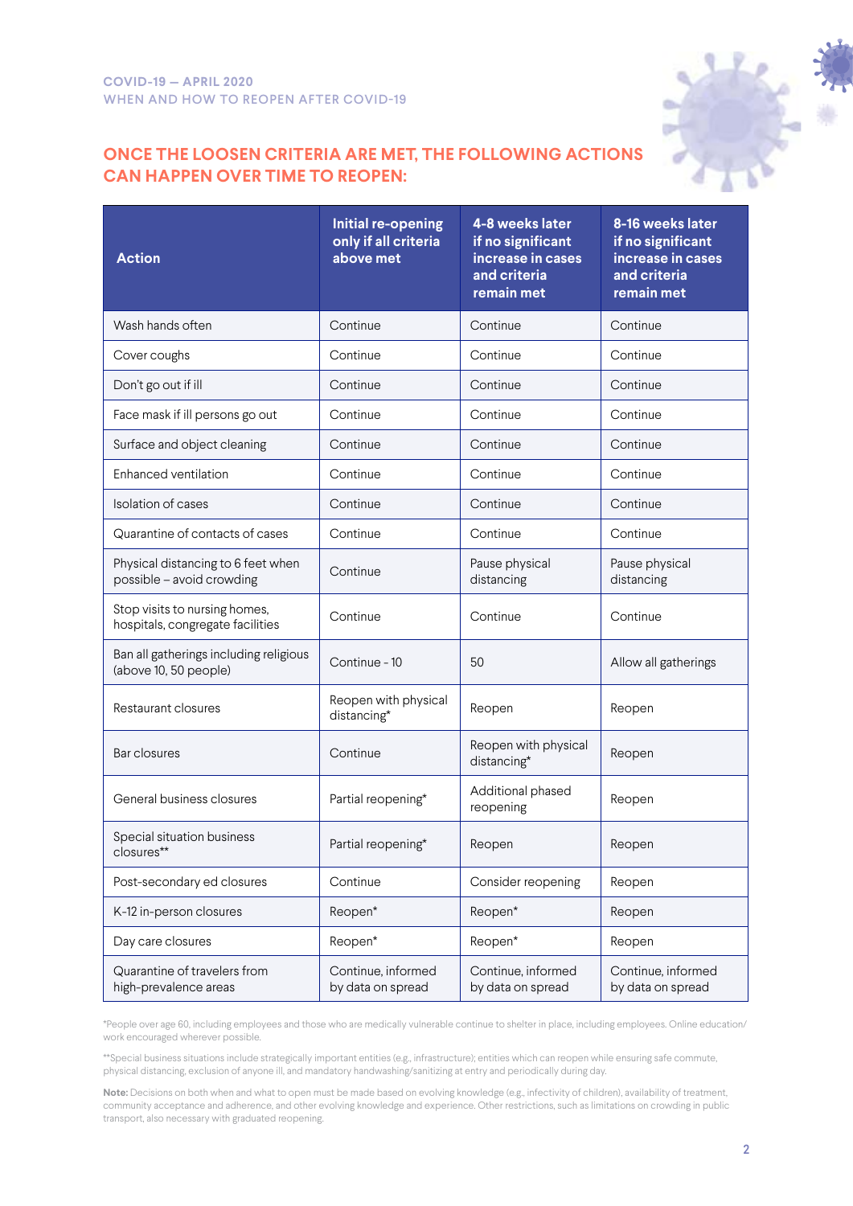COVID-19 — APRIL 2020
WHEN AND HOW TO REOPEN AFTER COVID-19

## ONCE THE LOOSEN CRITERIA ARE MET, THE FOLLOWING ACTIONS CAN HAPPEN OVER TIME TO REOPEN:

| Action | Initial re-opening only if all criteria above met | 4-8 weeks later if no significant increase in cases and criteria remain met | 8-16 weeks later if no significant increase in cases and criteria remain met |
|---|---|---|---|
| Wash hands often | Continue | Continue | Continue |
| Cover coughs | Continue | Continue | Continue |
| Don't go out if ill | Continue | Continue | Continue |
| Face mask if ill persons go out | Continue | Continue | Continue |
| Surface and object cleaning | Continue | Continue | Continue |
| Enhanced ventilation | Continue | Continue | Continue |
| Isolation of cases | Continue | Continue | Continue |
| Quarantine of contacts of cases | Continue | Continue | Continue |
| Physical distancing to 6 feet when possible – avoid crowding | Continue | Pause physical distancing | Pause physical distancing |
| Stop visits to nursing homes, hospitals, congregate facilities | Continue | Continue | Continue |
| Ban all gatherings including religious (above 10, 50 people) | Continue - 10 | 50 | Allow all gatherings |
| Restaurant closures | Reopen with physical distancing* | Reopen | Reopen |
| Bar closures | Continue | Reopen with physical distancing* | Reopen |
| General business closures | Partial reopening* | Additional phased reopening | Reopen |
| Special situation business closures** | Partial reopening* | Reopen | Reopen |
| Post-secondary ed closures | Continue | Consider reopening | Reopen |
| K-12 in-person closures | Reopen* | Reopen* | Reopen |
| Day care closures | Reopen* | Reopen* | Reopen |
| Quarantine of travelers from high-prevalence areas | Continue, informed by data on spread | Continue, informed by data on spread | Continue, informed by data on spread |

*People over age 60, including employees and those who are medically vulnerable continue to shelter in place, including employees. Online education/work encouraged wherever possible.

**Special business situations include strategically important entities (e.g., infrastructure); entities which can reopen while ensuring safe commute, physical distancing, exclusion of anyone ill, and mandatory handwashing/sanitizing at entry and periodically during day.

**Note:** Decisions on both when and what to open must be made based on evolving knowledge (e.g., infectivity of children), availability of treatment, community acceptance and adherence, and other evolving knowledge and experience. Other restrictions, such as limitations on crowding in public transport, also necessary with graduated reopening.